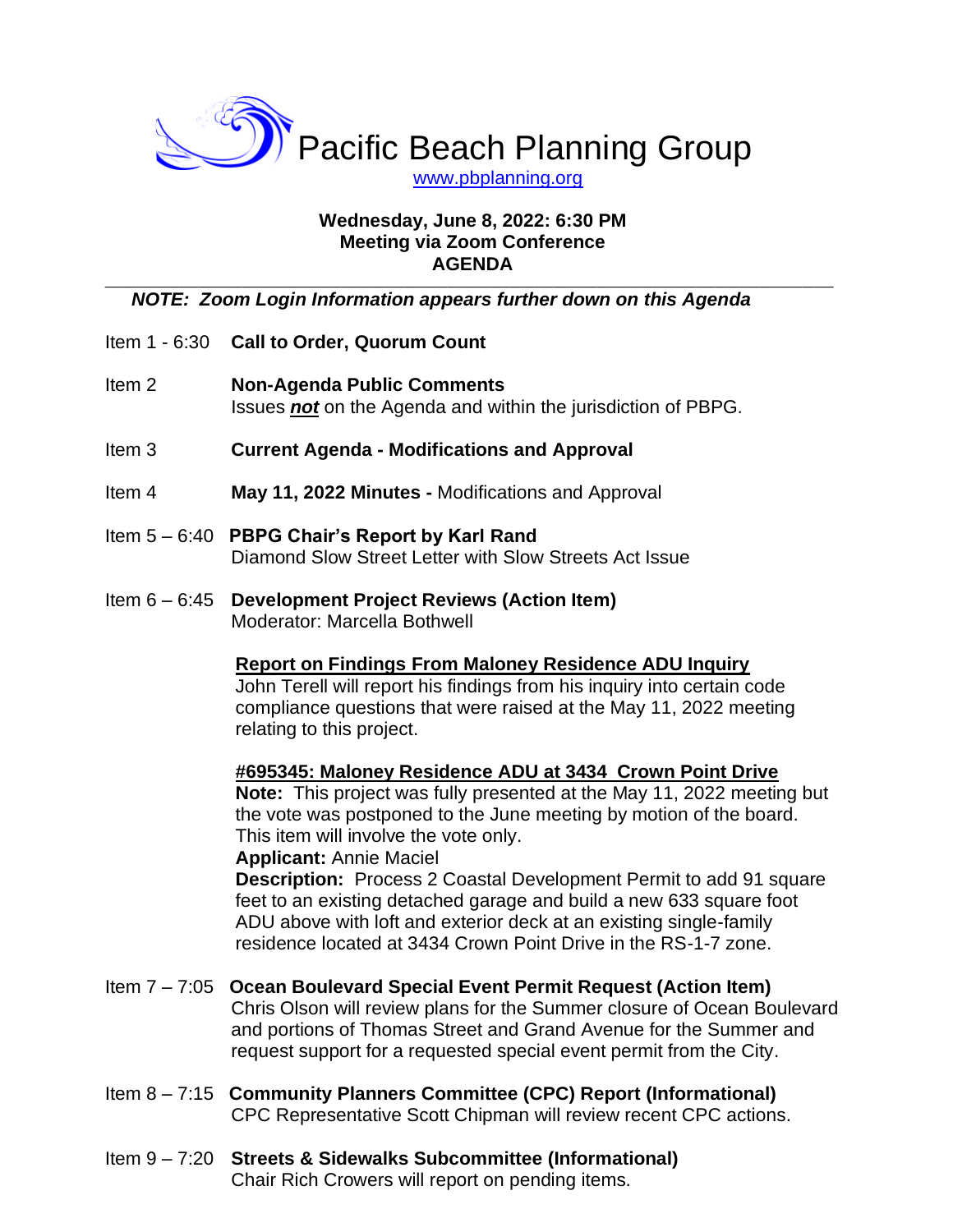# Pacific Beach Planning Group

www.pbplanning.org

**Wednesday, June 8, 2022: 6:30 PM**
**Meeting via Zoom Conference**
**AGENDA**

---

***NOTE: Zoom Login Information appears further down on this Agenda***

Item 1 - 6:30 **Call to Order, Quorum Count**

Item 2 **Non-Agenda Public Comments**
Issues ***not*** on the Agenda and within the jurisdiction of PBPG.

Item 3 **Current Agenda - Modifications and Approval**

Item 4 **May 11, 2022 Minutes -** Modifications and Approval

Item 5 – 6:40 **PBPG Chair's Report by Karl Rand**
Diamond Slow Street Letter with Slow Streets Act Issue

Item 6 – 6:45 **Development Project Reviews (Action Item)**
Moderator: Marcella Bothwell

**Report on Findings From Maloney Residence ADU Inquiry**
John Terell will report his findings from his inquiry into certain code compliance questions that were raised at the May 11, 2022 meeting relating to this project.

**#695345: Maloney Residence ADU at 3434 Crown Point Drive**
**Note:** This project was fully presented at the May 11, 2022 meeting but the vote was postponed to the June meeting by motion of the board. This item will involve the vote only.
**Applicant:** Annie Maciel
**Description:** Process 2 Coastal Development Permit to add 91 square feet to an existing detached garage and build a new 633 square foot ADU above with loft and exterior deck at an existing single-family residence located at 3434 Crown Point Drive in the RS-1-7 zone.

Item 7 – 7:05 **Ocean Boulevard Special Event Permit Request (Action Item)**
Chris Olson will review plans for the Summer closure of Ocean Boulevard and portions of Thomas Street and Grand Avenue for the Summer and request support for a requested special event permit from the City.

Item 8 – 7:15 **Community Planners Committee (CPC) Report (Informational)**
CPC Representative Scott Chipman will review recent CPC actions.

Item 9 – 7:20 **Streets & Sidewalks Subcommittee (Informational)**
Chair Rich Crowers will report on pending items.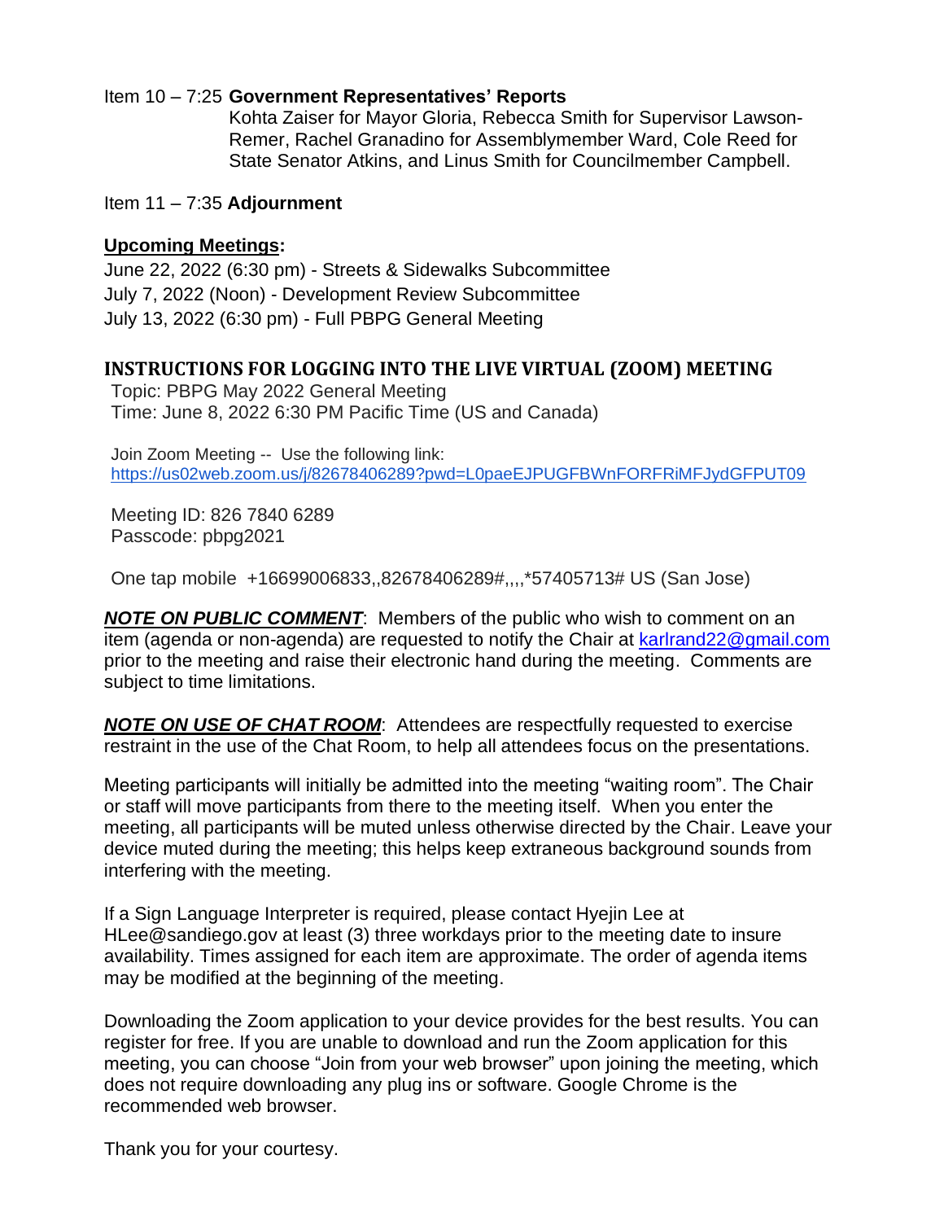Item 10 – 7:25 **Government Representatives' Reports**
Kohta Zaiser for Mayor Gloria, Rebecca Smith for Supervisor Lawson-Remer, Rachel Granadino for Assemblymember Ward, Cole Reed for State Senator Atkins, and Linus Smith for Councilmember Campbell.

Item 11 – 7:35 **Adjournment**

**Upcoming Meetings:**
June 22, 2022 (6:30 pm) - Streets & Sidewalks Subcommittee
July 7, 2022 (Noon) - Development Review Subcommittee
July 13, 2022 (6:30 pm) - Full PBPG General Meeting

## INSTRUCTIONS FOR LOGGING INTO THE LIVE VIRTUAL (ZOOM) MEETING

Topic: PBPG May 2022 General Meeting
Time: June 8, 2022 6:30 PM Pacific Time (US and Canada)

Join Zoom Meeting -- Use the following link:
https://us02web.zoom.us/j/82678406289?pwd=L0paeEJPUGFBWnFORFRiMFJydGFPUT09

Meeting ID: 826 7840 6289
Passcode: pbpg2021

One tap mobile +16699006833,,82678406289#,,,,*57405713# US (San Jose)

***NOTE ON PUBLIC COMMENT***: Members of the public who wish to comment on an item (agenda or non-agenda) are requested to notify the Chair at karlrand22@gmail.com prior to the meeting and raise their electronic hand during the meeting. Comments are subject to time limitations.

***NOTE ON USE OF CHAT ROOM***: Attendees are respectfully requested to exercise restraint in the use of the Chat Room, to help all attendees focus on the presentations.

Meeting participants will initially be admitted into the meeting "waiting room". The Chair or staff will move participants from there to the meeting itself. When you enter the meeting, all participants will be muted unless otherwise directed by the Chair. Leave your device muted during the meeting; this helps keep extraneous background sounds from interfering with the meeting.

If a Sign Language Interpreter is required, please contact Hyejin Lee at HLee@sandiego.gov at least (3) three workdays prior to the meeting date to insure availability. Times assigned for each item are approximate. The order of agenda items may be modified at the beginning of the meeting.

Downloading the Zoom application to your device provides for the best results. You can register for free. If you are unable to download and run the Zoom application for this meeting, you can choose "Join from your web browser" upon joining the meeting, which does not require downloading any plug ins or software. Google Chrome is the recommended web browser.

Thank you for your courtesy.